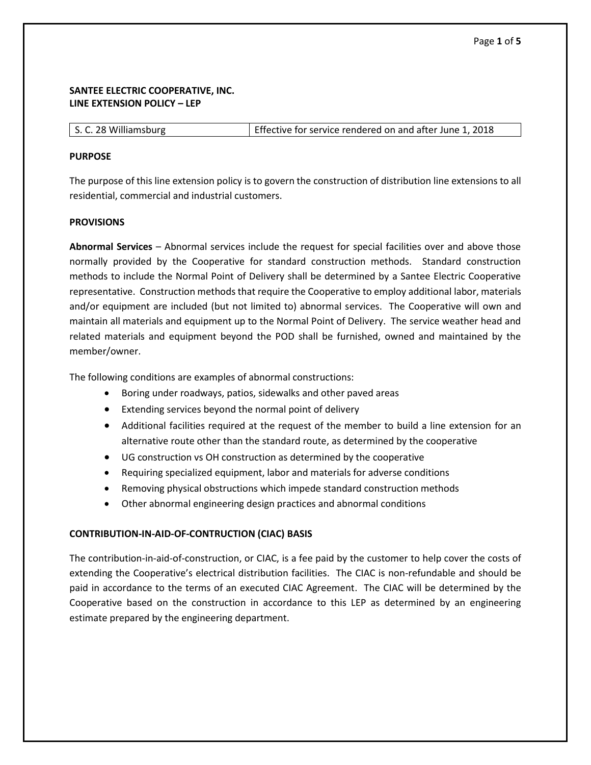**SANTEE ELECTRIC COOPERATIVE, INC.**
**LINE EXTENSION POLICY – LEP**

| S. C. 28 Williamsburg | Effective for service rendered on and after June 1, 2018 |
|---|---|

**PURPOSE**

The purpose of this line extension policy is to govern the construction of distribution line extensions to all residential, commercial and industrial customers.

**PROVISIONS**

**Abnormal Services** – Abnormal services include the request for special facilities over and above those normally provided by the Cooperative for standard construction methods. Standard construction methods to include the Normal Point of Delivery shall be determined by a Santee Electric Cooperative representative. Construction methods that require the Cooperative to employ additional labor, materials and/or equipment are included (but not limited to) abnormal services. The Cooperative will own and maintain all materials and equipment up to the Normal Point of Delivery. The service weather head and related materials and equipment beyond the POD shall be furnished, owned and maintained by the member/owner.

The following conditions are examples of abnormal constructions:

- Boring under roadways, patios, sidewalks and other paved areas
- Extending services beyond the normal point of delivery
- Additional facilities required at the request of the member to build a line extension for an alternative route other than the standard route, as determined by the cooperative
- UG construction vs OH construction as determined by the cooperative
- Requiring specialized equipment, labor and materials for adverse conditions
- Removing physical obstructions which impede standard construction methods
- Other abnormal engineering design practices and abnormal conditions

**CONTRIBUTION-IN-AID-OF-CONTRUCTION (CIAC) BASIS**

The contribution-in-aid-of-construction, or CIAC, is a fee paid by the customer to help cover the costs of extending the Cooperative's electrical distribution facilities. The CIAC is non-refundable and should be paid in accordance to the terms of an executed CIAC Agreement. The CIAC will be determined by the Cooperative based on the construction in accordance to this LEP as determined by an engineering estimate prepared by the engineering department.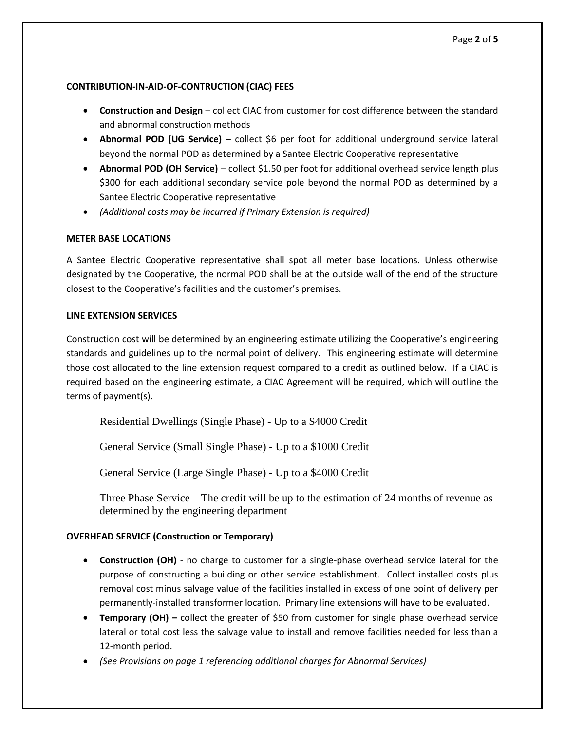**CONTRIBUTION-IN-AID-OF-CONTRUCTION (CIAC) FEES**

- **Construction and Design** – collect CIAC from customer for cost difference between the standard and abnormal construction methods
- **Abnormal POD (UG Service)** – collect $6 per foot for additional underground service lateral beyond the normal POD as determined by a Santee Electric Cooperative representative
- **Abnormal POD (OH Service)** – collect $1.50 per foot for additional overhead service length plus $300 for each additional secondary service pole beyond the normal POD as determined by a Santee Electric Cooperative representative
- *(Additional costs may be incurred if Primary Extension is required)*

**METER BASE LOCATIONS**

A Santee Electric Cooperative representative shall spot all meter base locations. Unless otherwise designated by the Cooperative, the normal POD shall be at the outside wall of the end of the structure closest to the Cooperative's facilities and the customer's premises.

**LINE EXTENSION SERVICES**

Construction cost will be determined by an engineering estimate utilizing the Cooperative's engineering standards and guidelines up to the normal point of delivery. This engineering estimate will determine those cost allocated to the line extension request compared to a credit as outlined below. If a CIAC is required based on the engineering estimate, a CIAC Agreement will be required, which will outline the terms of payment(s).

Residential Dwellings (Single Phase) - Up to a $4000 Credit

General Service (Small Single Phase) - Up to a $1000 Credit

General Service (Large Single Phase) - Up to a $4000 Credit

Three Phase Service – The credit will be up to the estimation of 24 months of revenue as determined by the engineering department

**OVERHEAD SERVICE (Construction or Temporary)**

- **Construction (OH)** - no charge to customer for a single-phase overhead service lateral for the purpose of constructing a building or other service establishment. Collect installed costs plus removal cost minus salvage value of the facilities installed in excess of one point of delivery per permanently-installed transformer location. Primary line extensions will have to be evaluated.
- **Temporary (OH) –** collect the greater of $50 from customer for single phase overhead service lateral or total cost less the salvage value to install and remove facilities needed for less than a 12-month period.
- *(See Provisions on page 1 referencing additional charges for Abnormal Services)*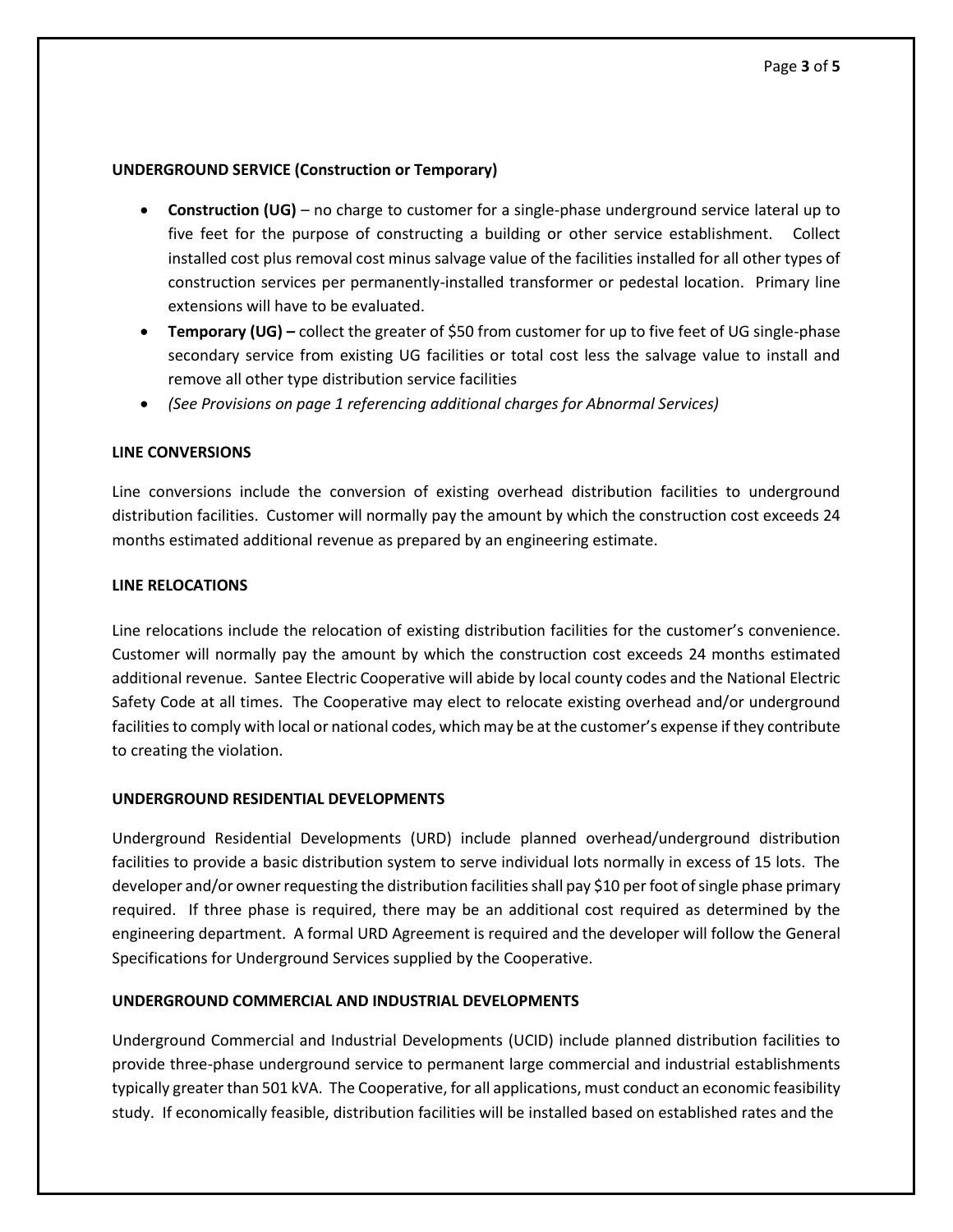**UNDERGROUND SERVICE (Construction or Temporary)**

- **Construction (UG)** – no charge to customer for a single-phase underground service lateral up to five feet for the purpose of constructing a building or other service establishment. Collect installed cost plus removal cost minus salvage value of the facilities installed for all other types of construction services per permanently-installed transformer or pedestal location. Primary line extensions will have to be evaluated.
- **Temporary (UG) –** collect the greater of $50 from customer for up to five feet of UG single-phase secondary service from existing UG facilities or total cost less the salvage value to install and remove all other type distribution service facilities
- *(See Provisions on page 1 referencing additional charges for Abnormal Services)*

**LINE CONVERSIONS**

Line conversions include the conversion of existing overhead distribution facilities to underground distribution facilities. Customer will normally pay the amount by which the construction cost exceeds 24 months estimated additional revenue as prepared by an engineering estimate.

**LINE RELOCATIONS**

Line relocations include the relocation of existing distribution facilities for the customer's convenience. Customer will normally pay the amount by which the construction cost exceeds 24 months estimated additional revenue. Santee Electric Cooperative will abide by local county codes and the National Electric Safety Code at all times. The Cooperative may elect to relocate existing overhead and/or underground facilities to comply with local or national codes, which may be at the customer's expense if they contribute to creating the violation.

**UNDERGROUND RESIDENTIAL DEVELOPMENTS**

Underground Residential Developments (URD) include planned overhead/underground distribution facilities to provide a basic distribution system to serve individual lots normally in excess of 15 lots. The developer and/or owner requesting the distribution facilities shall pay $10 per foot of single phase primary required. If three phase is required, there may be an additional cost required as determined by the engineering department. A formal URD Agreement is required and the developer will follow the General Specifications for Underground Services supplied by the Cooperative.

**UNDERGROUND COMMERCIAL AND INDUSTRIAL DEVELOPMENTS**

Underground Commercial and Industrial Developments (UCID) include planned distribution facilities to provide three-phase underground service to permanent large commercial and industrial establishments typically greater than 501 kVA. The Cooperative, for all applications, must conduct an economic feasibility study. If economically feasible, distribution facilities will be installed based on established rates and the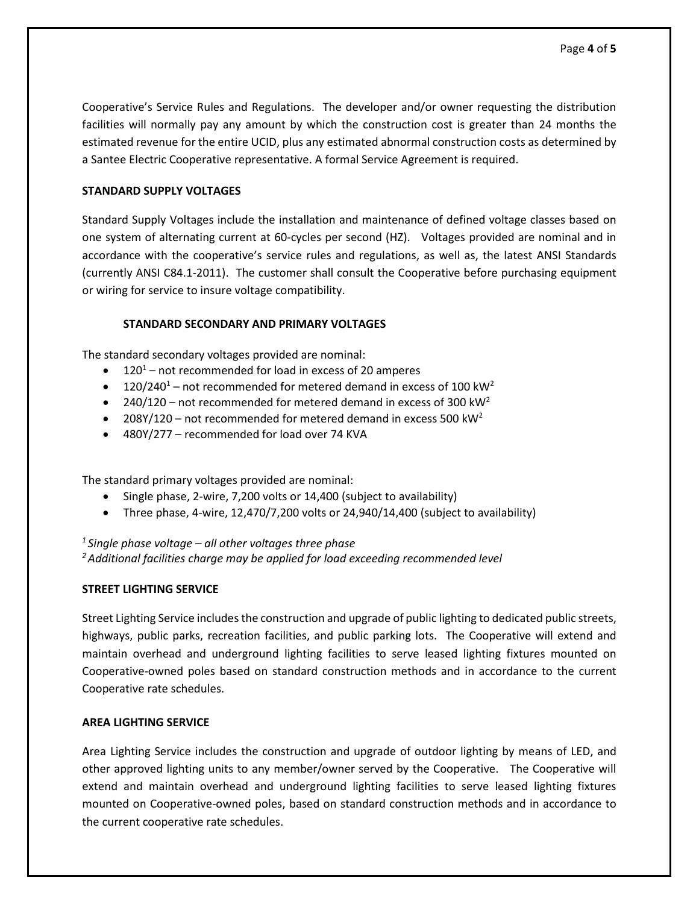Cooperative's Service Rules and Regulations. The developer and/or owner requesting the distribution facilities will normally pay any amount by which the construction cost is greater than 24 months the estimated revenue for the entire UCID, plus any estimated abnormal construction costs as determined by a Santee Electric Cooperative representative. A formal Service Agreement is required.

## STANDARD SUPPLY VOLTAGES

Standard Supply Voltages include the installation and maintenance of defined voltage classes based on one system of alternating current at 60-cycles per second (HZ). Voltages provided are nominal and in accordance with the cooperative's service rules and regulations, as well as, the latest ANSI Standards (currently ANSI C84.1-2011). The customer shall consult the Cooperative before purchasing equipment or wiring for service to insure voltage compatibility.

### STANDARD SECONDARY AND PRIMARY VOLTAGES

The standard secondary voltages provided are nominal:

- 120[1] – not recommended for load in excess of 20 amperes
- 120/240[1] – not recommended for metered demand in excess of 100 kW[2]
- 240/120 – not recommended for metered demand in excess of 300 kW[2]
- 208Y/120 – not recommended for metered demand in excess 500 kW[2]
- 480Y/277 – recommended for load over 74 KVA

The standard primary voltages provided are nominal:

- Single phase, 2-wire, 7,200 volts or 14,400 (subject to availability)
- Three phase, 4-wire, 12,470/7,200 volts or 24,940/14,400 (subject to availability)

*[1] Single phase voltage – all other voltages three phase*
*[2] Additional facilities charge may be applied for load exceeding recommended level*

## STREET LIGHTING SERVICE

Street Lighting Service includes the construction and upgrade of public lighting to dedicated public streets, highways, public parks, recreation facilities, and public parking lots. The Cooperative will extend and maintain overhead and underground lighting facilities to serve leased lighting fixtures mounted on Cooperative-owned poles based on standard construction methods and in accordance to the current Cooperative rate schedules.

## AREA LIGHTING SERVICE

Area Lighting Service includes the construction and upgrade of outdoor lighting by means of LED, and other approved lighting units to any member/owner served by the Cooperative. The Cooperative will extend and maintain overhead and underground lighting facilities to serve leased lighting fixtures mounted on Cooperative-owned poles, based on standard construction methods and in accordance to the current cooperative rate schedules.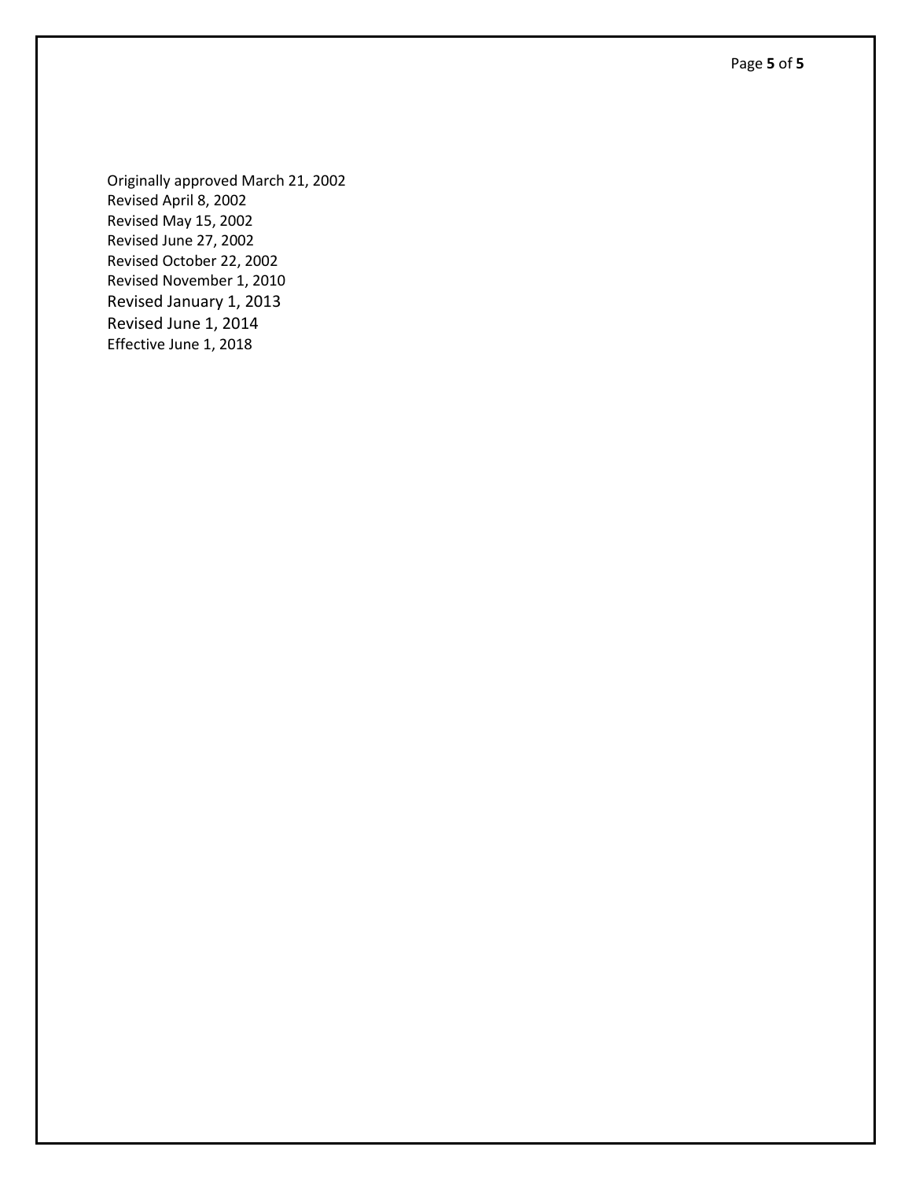Originally approved March 21, 2002
Revised April 8, 2002
Revised May 15, 2002
Revised June 27, 2002
Revised October 22, 2002
Revised November 1, 2010
Revised January 1, 2013
Revised June 1, 2014
Effective June 1, 2018